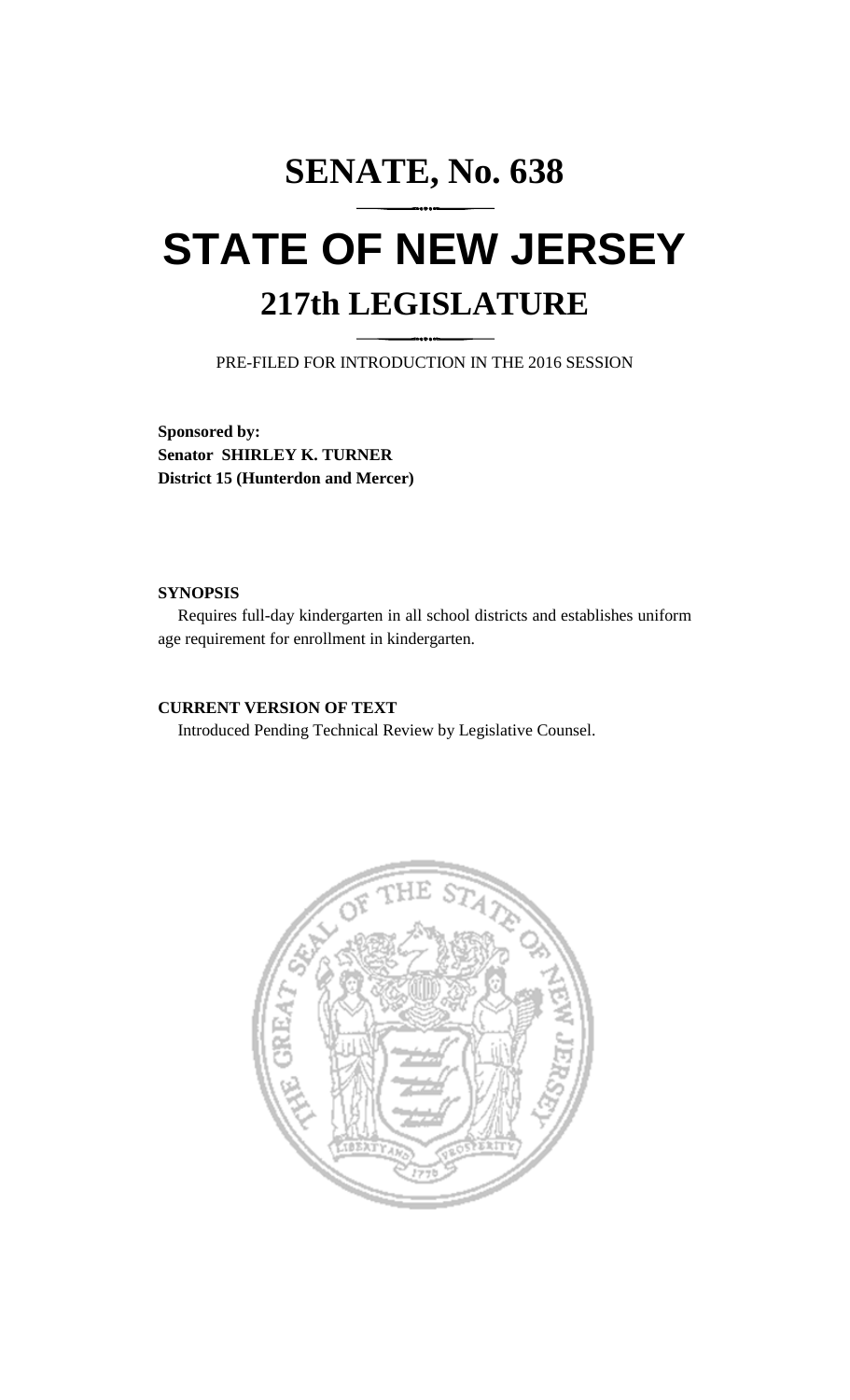# SENATE, No. 638

# STATE OF NEW JERSEY

## 217th LEGISLATURE

PRE-FILED FOR INTRODUCTION IN THE 2016 SESSION

**Sponsored by:**
**Senator SHIRLEY K. TURNER**
**District 15 (Hunterdon and Mercer)**

**SYNOPSIS**

Requires full-day kindergarten in all school districts and establishes uniform age requirement for enrollment in kindergarten.

**CURRENT VERSION OF TEXT**

Introduced Pending Technical Review by Legislative Counsel.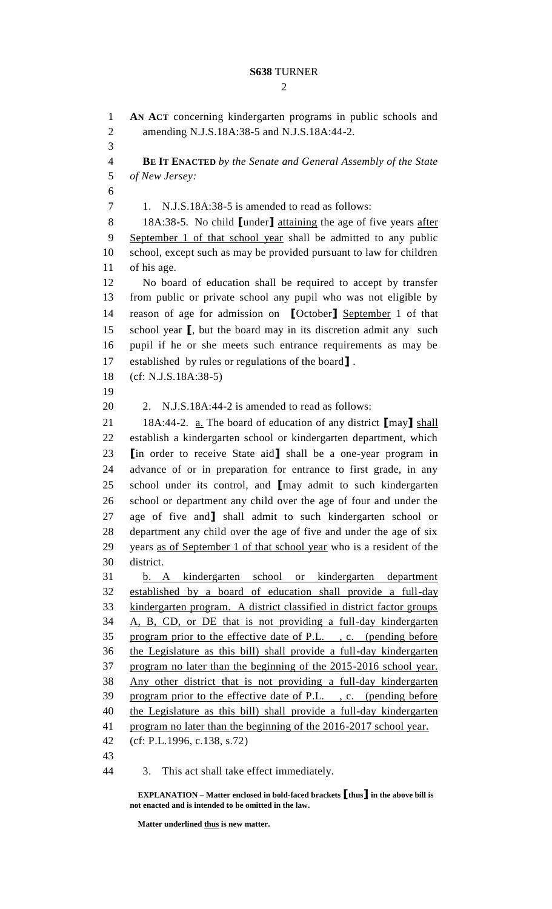**AN ACT** concerning kindergarten programs in public schools and amending N.J.S.18A:38-5 and N.J.S.18A:44-2.

**BE IT ENACTED** *by the Senate and General Assembly of the State of New Jersey:*

1. N.J.S.18A:38-5 is amended to read as follows:

18A:38-5. No child **[**under**]** attaining the age of five years after September 1 of that school year shall be admitted to any public school, except such as may be provided pursuant to law for children of his age.

No board of education shall be required to accept by transfer from public or private school any pupil who was not eligible by reason of age for admission on **[**October**]** September 1 of that school year **[**, but the board may in its discretion admit any such pupil if he or she meets such entrance requirements as may be established by rules or regulations of the board**]** .

(cf: N.J.S.18A:38-5)

2. N.J.S.18A:44-2 is amended to read as follows:

18A:44-2. a. The board of education of any district **[**may**]** shall establish a kindergarten school or kindergarten department, which **[**in order to receive State aid**]** shall be a one-year program in advance of or in preparation for entrance to first grade, in any school under its control, and **[**may admit to such kindergarten school or department any child over the age of four and under the age of five and**]** shall admit to such kindergarten school or department any child over the age of five and under the age of six years as of September 1 of that school year who is a resident of the district.

b. A kindergarten school or kindergarten department established by a board of education shall provide a full-day kindergarten program. A district classified in district factor groups A, B, CD, or DE that is not providing a full-day kindergarten program prior to the effective date of P.L. , c. (pending before the Legislature as this bill) shall provide a full-day kindergarten program no later than the beginning of the 2015-2016 school year. Any other district that is not providing a full-day kindergarten program prior to the effective date of P.L. , c. (pending before the Legislature as this bill) shall provide a full-day kindergarten program no later than the beginning of the 2016-2017 school year.

(cf: P.L.1996, c.138, s.72)

3. This act shall take effect immediately.

**EXPLANATION – Matter enclosed in bold-faced brackets [thus] in the above bill is not enacted and is intended to be omitted in the law.**

**Matter underlined thus is new matter.**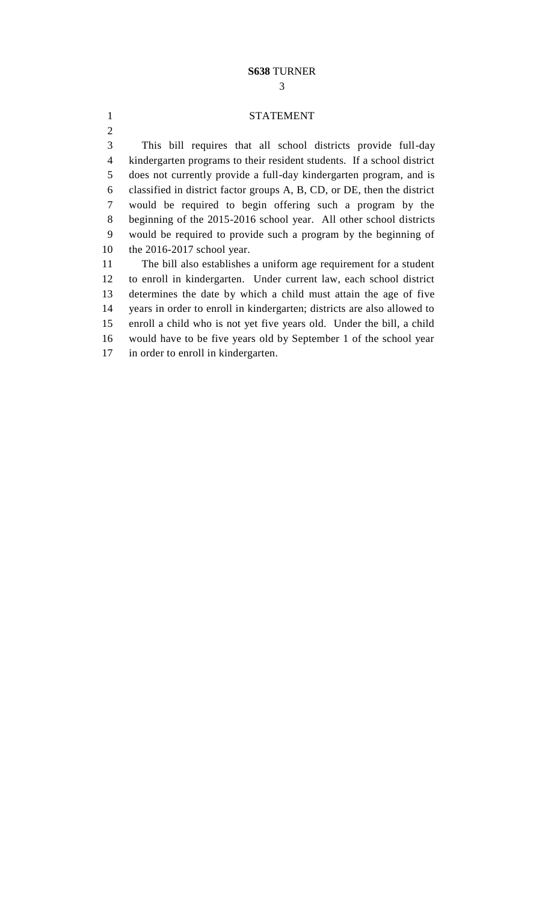## STATEMENT

This bill requires that all school districts provide full-day kindergarten programs to their resident students. If a school district does not currently provide a full-day kindergarten program, and is classified in district factor groups A, B, CD, or DE, then the district would be required to begin offering such a program by the beginning of the 2015-2016 school year. All other school districts would be required to provide such a program by the beginning of the 2016-2017 school year.

The bill also establishes a uniform age requirement for a student to enroll in kindergarten. Under current law, each school district determines the date by which a child must attain the age of five years in order to enroll in kindergarten; districts are also allowed to enroll a child who is not yet five years old. Under the bill, a child would have to be five years old by September 1 of the school year in order to enroll in kindergarten.